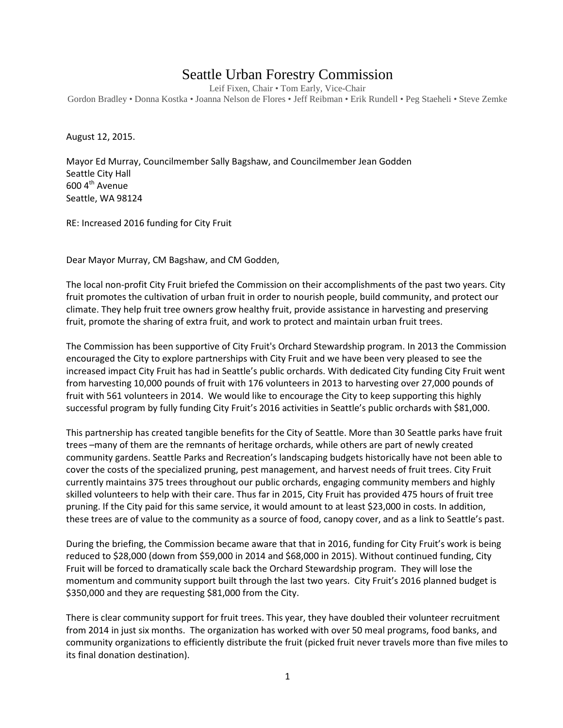# Seattle Urban Forestry Commission

Leif Fixen, Chair • Tom Early, Vice-Chair
Gordon Bradley • Donna Kostka • Joanna Nelson de Flores • Jeff Reibman • Erik Rundell • Peg Staeheli • Steve Zemke

August 12, 2015.

Mayor Ed Murray, Councilmember Sally Bagshaw, and Councilmember Jean Godden
Seattle City Hall
600 4th Avenue
Seattle, WA 98124

RE: Increased 2016 funding for City Fruit

Dear Mayor Murray, CM Bagshaw, and CM Godden,

The local non-profit City Fruit briefed the Commission on their accomplishments of the past two years. City fruit promotes the cultivation of urban fruit in order to nourish people, build community, and protect our climate. They help fruit tree owners grow healthy fruit, provide assistance in harvesting and preserving fruit, promote the sharing of extra fruit, and work to protect and maintain urban fruit trees.

The Commission has been supportive of City Fruit's Orchard Stewardship program. In 2013 the Commission encouraged the City to explore partnerships with City Fruit and we have been very pleased to see the increased impact City Fruit has had in Seattle's public orchards. With dedicated City funding City Fruit went from harvesting 10,000 pounds of fruit with 176 volunteers in 2013 to harvesting over 27,000 pounds of fruit with 561 volunteers in 2014. We would like to encourage the City to keep supporting this highly successful program by fully funding City Fruit's 2016 activities in Seattle's public orchards with $81,000.

This partnership has created tangible benefits for the City of Seattle. More than 30 Seattle parks have fruit trees –many of them are the remnants of heritage orchards, while others are part of newly created community gardens. Seattle Parks and Recreation's landscaping budgets historically have not been able to cover the costs of the specialized pruning, pest management, and harvest needs of fruit trees. City Fruit currently maintains 375 trees throughout our public orchards, engaging community members and highly skilled volunteers to help with their care. Thus far in 2015, City Fruit has provided 475 hours of fruit tree pruning. If the City paid for this same service, it would amount to at least $23,000 in costs. In addition, these trees are of value to the community as a source of food, canopy cover, and as a link to Seattle's past.

During the briefing, the Commission became aware that that in 2016, funding for City Fruit's work is being reduced to $28,000 (down from $59,000 in 2014 and $68,000 in 2015). Without continued funding, City Fruit will be forced to dramatically scale back the Orchard Stewardship program. They will lose the momentum and community support built through the last two years. City Fruit's 2016 planned budget is $350,000 and they are requesting $81,000 from the City.

There is clear community support for fruit trees. This year, they have doubled their volunteer recruitment from 2014 in just six months. The organization has worked with over 50 meal programs, food banks, and community organizations to efficiently distribute the fruit (picked fruit never travels more than five miles to its final donation destination).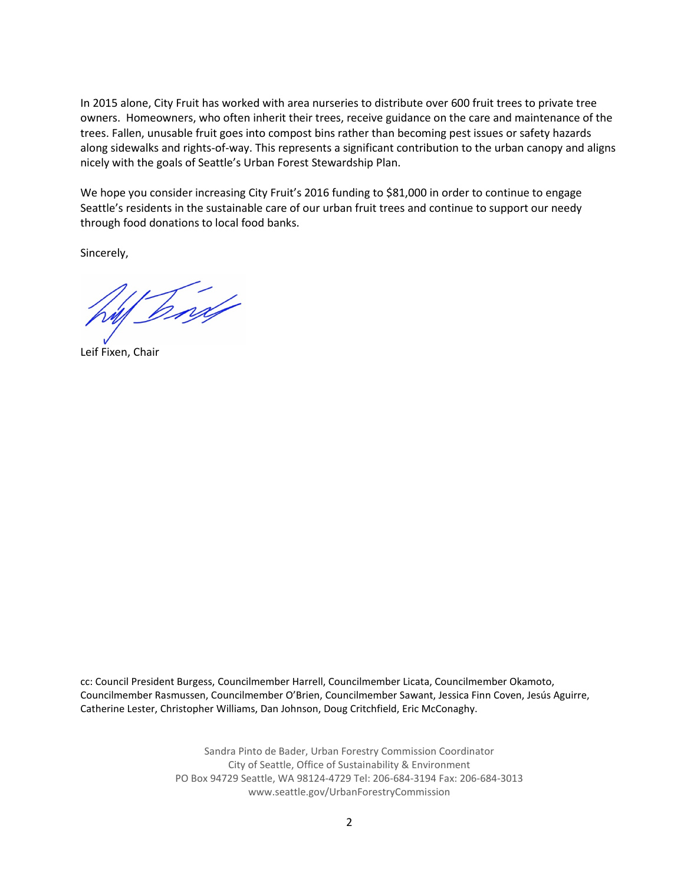In 2015 alone, City Fruit has worked with area nurseries to distribute over 600 fruit trees to private tree owners. Homeowners, who often inherit their trees, receive guidance on the care and maintenance of the trees. Fallen, unusable fruit goes into compost bins rather than becoming pest issues or safety hazards along sidewalks and rights-of-way. This represents a significant contribution to the urban canopy and aligns nicely with the goals of Seattle's Urban Forest Stewardship Plan.

We hope you consider increasing City Fruit's 2016 funding to $81,000 in order to continue to engage Seattle's residents in the sustainable care of our urban fruit trees and continue to support our needy through food donations to local food banks.

Sincerely,

Leif Fixen, Chair

cc: Council President Burgess, Councilmember Harrell, Councilmember Licata, Councilmember Okamoto, Councilmember Rasmussen, Councilmember O'Brien, Councilmember Sawant, Jessica Finn Coven, Jesús Aguirre, Catherine Lester, Christopher Williams, Dan Johnson, Doug Critchfield, Eric McConaghy.

Sandra Pinto de Bader, Urban Forestry Commission Coordinator
City of Seattle, Office of Sustainability & Environment
PO Box 94729 Seattle, WA 98124-4729 Tel: 206-684-3194 Fax: 206-684-3013
www.seattle.gov/UrbanForestryCommission